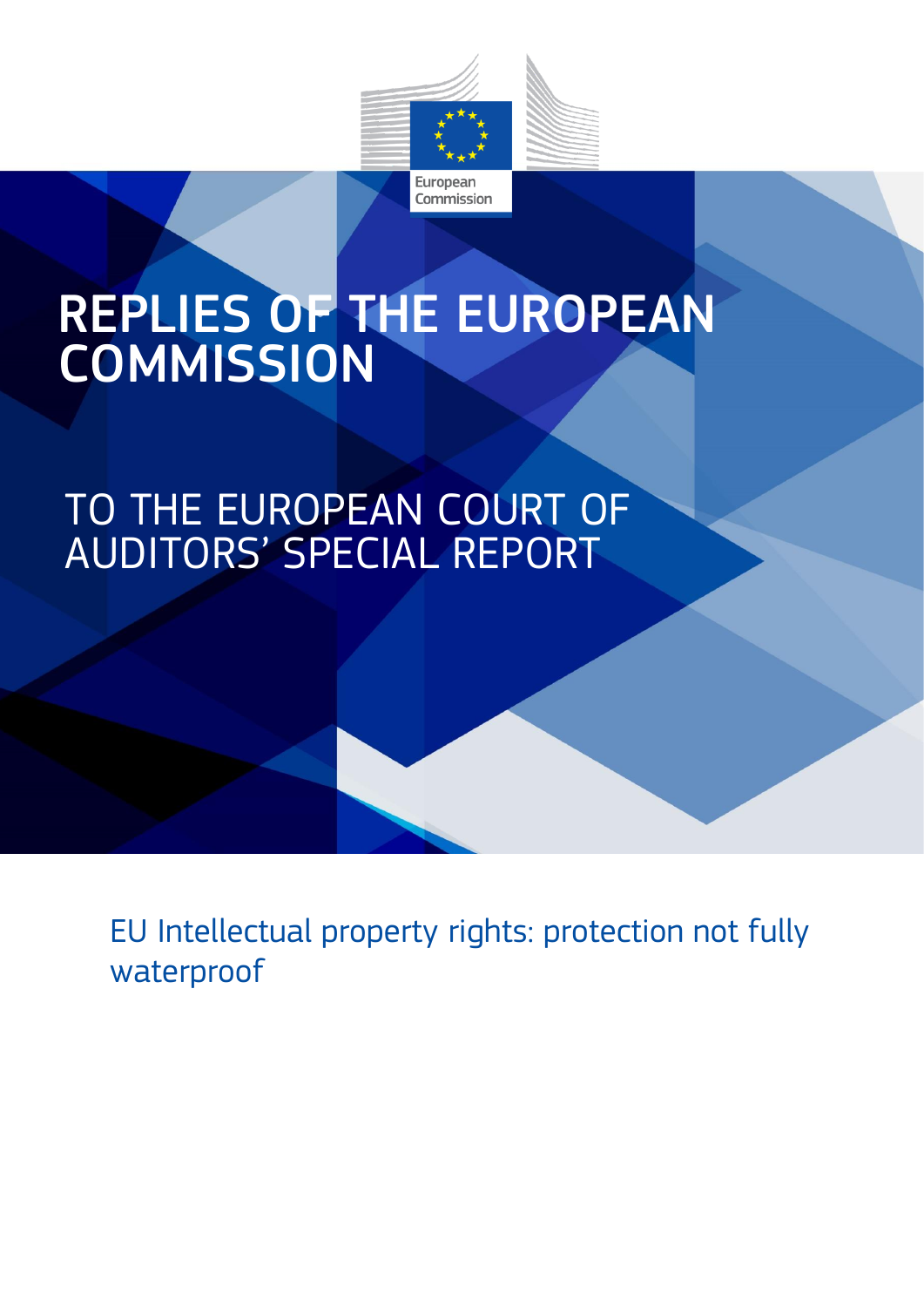European Commission

# REPLIES OF THE EUROPEAN COMMISSION

## TO THE EUROPEAN COURT OF AUDITORS' SPECIAL REPORT

EU Intellectual property rights: protection not fully waterproof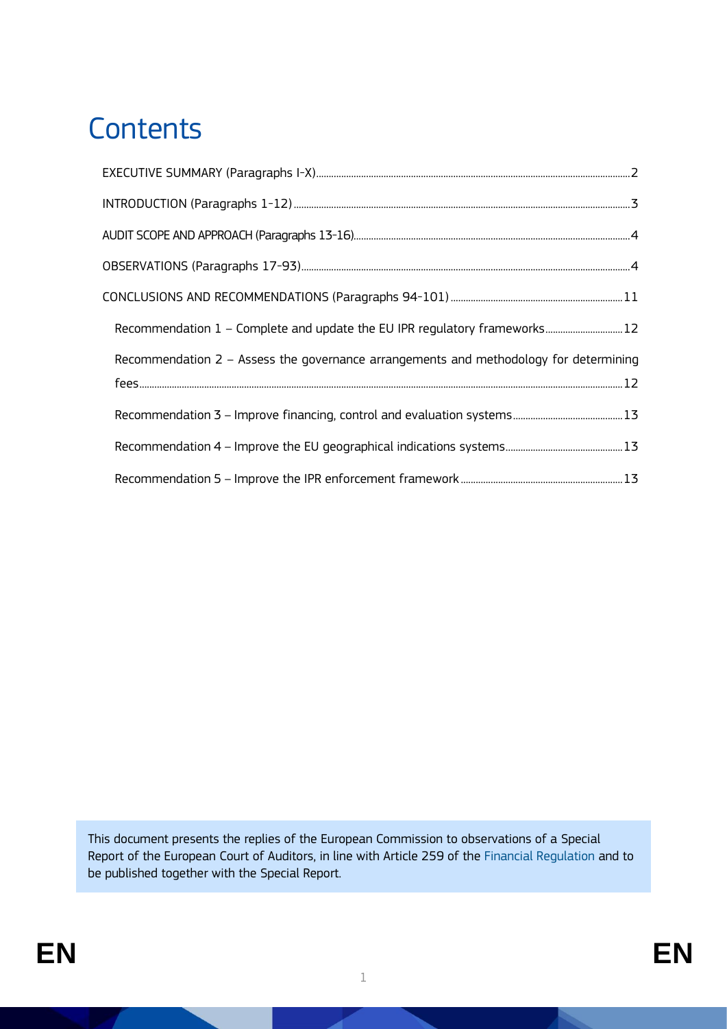# Contents

EXECUTIVE SUMMARY (Paragraphs I-X) ..... 2

INTRODUCTION (Paragraphs 1-12) ..... 3

AUDIT SCOPE AND APPROACH (Paragraphs 13-16) ..... 4

OBSERVATIONS (Paragraphs 17-93) ..... 4

CONCLUSIONS AND RECOMMENDATIONS (Paragraphs 94-101) ..... 11

- Recommendation 1 – Complete and update the EU IPR regulatory frameworks ..... 12
- Recommendation 2 – Assess the governance arrangements and methodology for determining fees ..... 12
- Recommendation 3 – Improve financing, control and evaluation systems ..... 13
- Recommendation 4 – Improve the EU geographical indications systems ..... 13
- Recommendation 5 – Improve the IPR enforcement framework ..... 13

This document presents the replies of the European Commission to observations of a Special Report of the European Court of Auditors, in line with Article 259 of the Financial Regulation and to be published together with the Special Report.

EN EN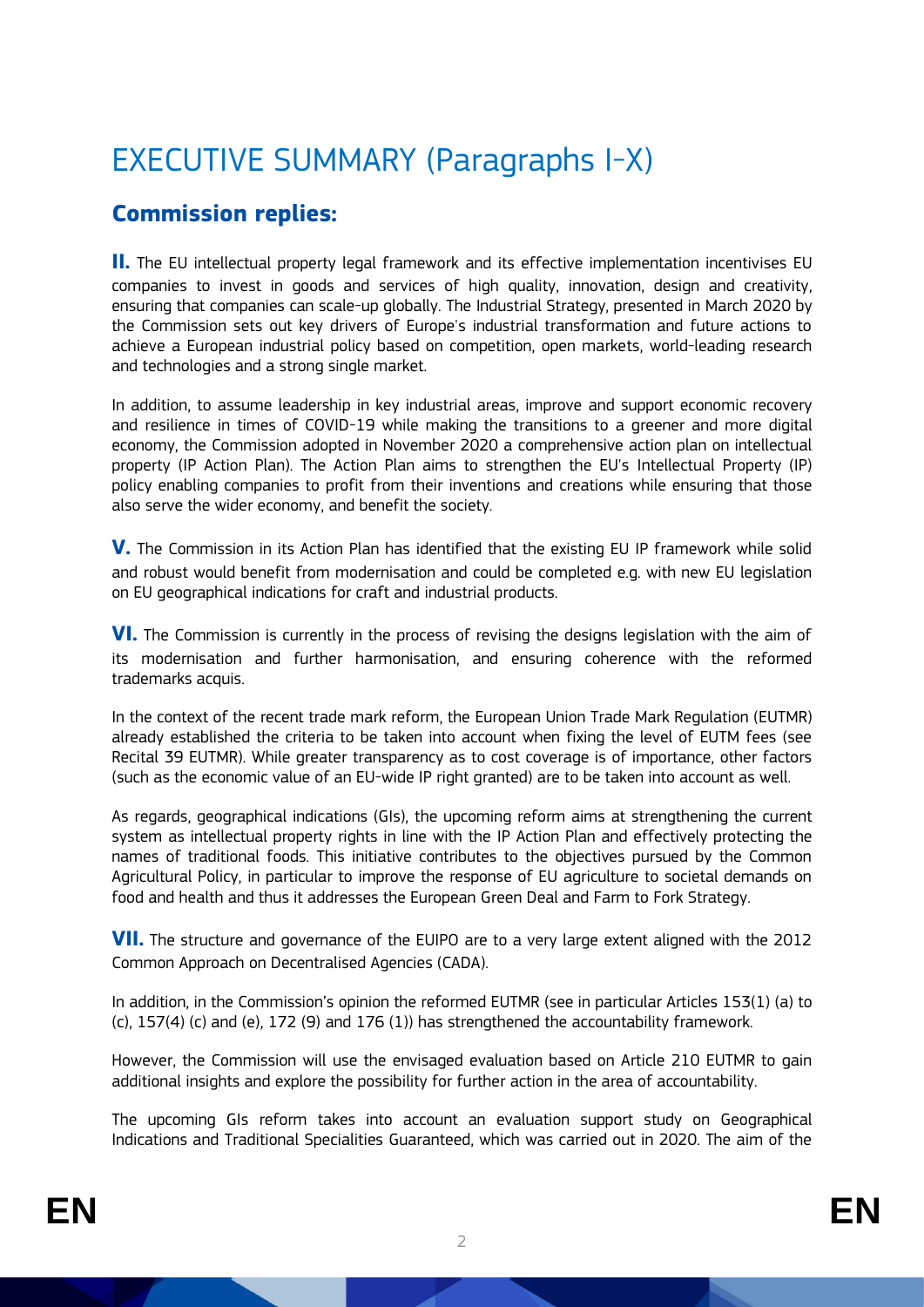# EXECUTIVE SUMMARY (Paragraphs I-X)

## Commission replies:

**II.** The EU intellectual property legal framework and its effective implementation incentivises EU companies to invest in goods and services of high quality, innovation, design and creativity, ensuring that companies can scale-up globally. The Industrial Strategy, presented in March 2020 by the Commission sets out key drivers of Europe's industrial transformation and future actions to achieve a European industrial policy based on competition, open markets, world-leading research and technologies and a strong single market.

In addition, to assume leadership in key industrial areas, improve and support economic recovery and resilience in times of COVID-19 while making the transitions to a greener and more digital economy, the Commission adopted in November 2020 a comprehensive action plan on intellectual property (IP Action Plan). The Action Plan aims to strengthen the EU's Intellectual Property (IP) policy enabling companies to profit from their inventions and creations while ensuring that those also serve the wider economy, and benefit the society.

**V.** The Commission in its Action Plan has identified that the existing EU IP framework while solid and robust would benefit from modernisation and could be completed e.g. with new EU legislation on EU geographical indications for craft and industrial products.

**VI.** The Commission is currently in the process of revising the designs legislation with the aim of its modernisation and further harmonisation, and ensuring coherence with the reformed trademarks acquis.

In the context of the recent trade mark reform, the European Union Trade Mark Regulation (EUTMR) already established the criteria to be taken into account when fixing the level of EUTM fees (see Recital 39 EUTMR). While greater transparency as to cost coverage is of importance, other factors (such as the economic value of an EU-wide IP right granted) are to be taken into account as well.

As regards, geographical indications (GIs), the upcoming reform aims at strengthening the current system as intellectual property rights in line with the IP Action Plan and effectively protecting the names of traditional foods. This initiative contributes to the objectives pursued by the Common Agricultural Policy, in particular to improve the response of EU agriculture to societal demands on food and health and thus it addresses the European Green Deal and Farm to Fork Strategy.

**VII.** The structure and governance of the EUIPO are to a very large extent aligned with the 2012 Common Approach on Decentralised Agencies (CADA).

In addition, in the Commission's opinion the reformed EUTMR (see in particular Articles 153(1) (a) to (c), 157(4) (c) and (e), 172 (9) and 176 (1)) has strengthened the accountability framework.

However, the Commission will use the envisaged evaluation based on Article 210 EUTMR to gain additional insights and explore the possibility for further action in the area of accountability.

The upcoming GIs reform takes into account an evaluation support study on Geographical Indications and Traditional Specialities Guaranteed, which was carried out in 2020. The aim of the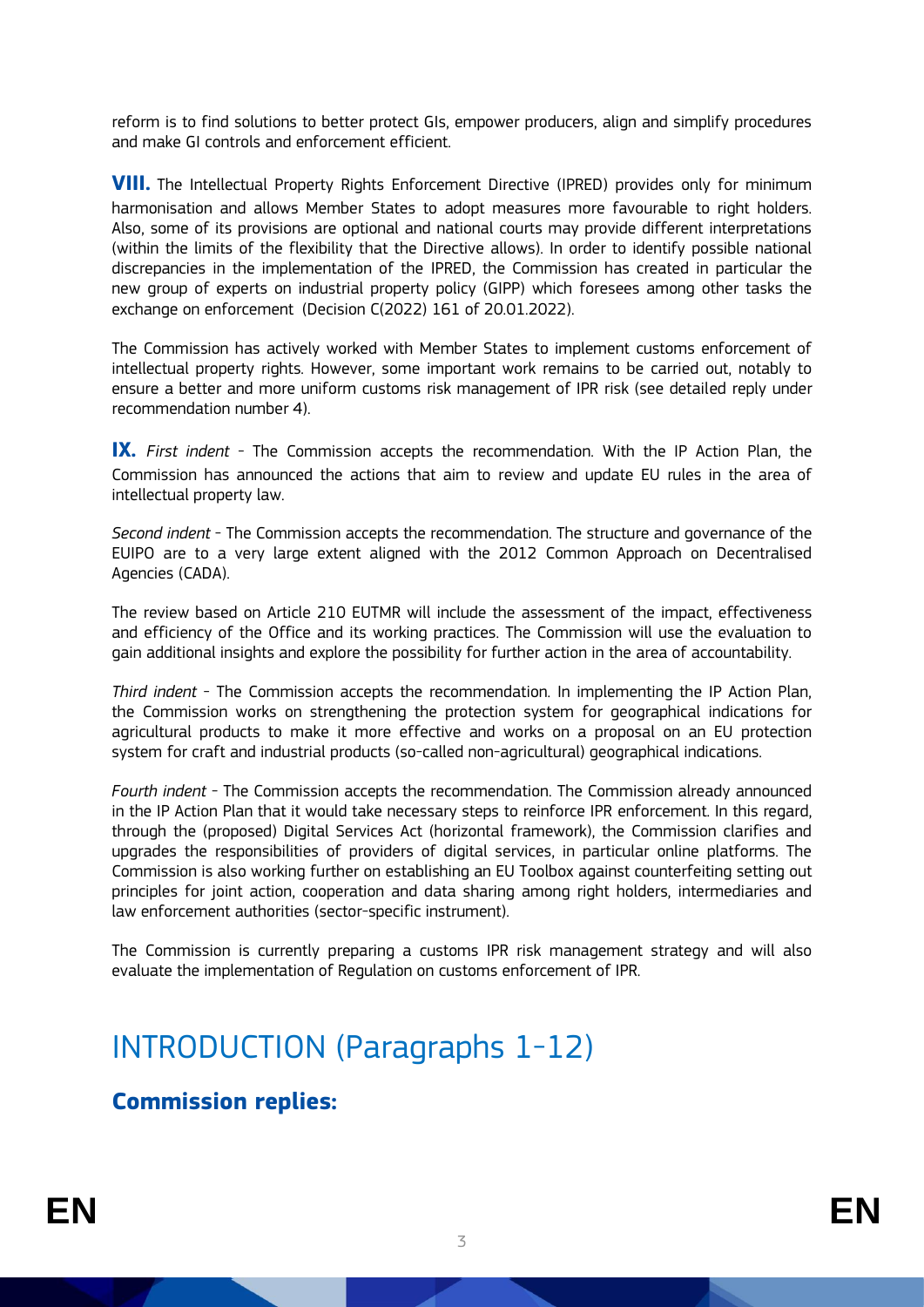reform is to find solutions to better protect GIs, empower producers, align and simplify procedures and make GI controls and enforcement efficient.

**VIII.** The Intellectual Property Rights Enforcement Directive (IPRED) provides only for minimum harmonisation and allows Member States to adopt measures more favourable to right holders. Also, some of its provisions are optional and national courts may provide different interpretations (within the limits of the flexibility that the Directive allows). In order to identify possible national discrepancies in the implementation of the IPRED, the Commission has created in particular the new group of experts on industrial property policy (GIPP) which foresees among other tasks the exchange on enforcement (Decision C(2022) 161 of 20.01.2022).

The Commission has actively worked with Member States to implement customs enforcement of intellectual property rights. However, some important work remains to be carried out, notably to ensure a better and more uniform customs risk management of IPR risk (see detailed reply under recommendation number 4).

**IX.** *First indent* - The Commission accepts the recommendation. With the IP Action Plan, the Commission has announced the actions that aim to review and update EU rules in the area of intellectual property law.

*Second indent* - The Commission accepts the recommendation. The structure and governance of the EUIPO are to a very large extent aligned with the 2012 Common Approach on Decentralised Agencies (CADA).

The review based on Article 210 EUTMR will include the assessment of the impact, effectiveness and efficiency of the Office and its working practices. The Commission will use the evaluation to gain additional insights and explore the possibility for further action in the area of accountability.

*Third indent* - The Commission accepts the recommendation. In implementing the IP Action Plan, the Commission works on strengthening the protection system for geographical indications for agricultural products to make it more effective and works on a proposal on an EU protection system for craft and industrial products (so-called non-agricultural) geographical indications.

*Fourth indent* - The Commission accepts the recommendation. The Commission already announced in the IP Action Plan that it would take necessary steps to reinforce IPR enforcement. In this regard, through the (proposed) Digital Services Act (horizontal framework), the Commission clarifies and upgrades the responsibilities of providers of digital services, in particular online platforms. The Commission is also working further on establishing an EU Toolbox against counterfeiting setting out principles for joint action, cooperation and data sharing among right holders, intermediaries and law enforcement authorities (sector-specific instrument).

The Commission is currently preparing a customs IPR risk management strategy and will also evaluate the implementation of Regulation on customs enforcement of IPR.

# INTRODUCTION (Paragraphs 1-12)

## Commission replies: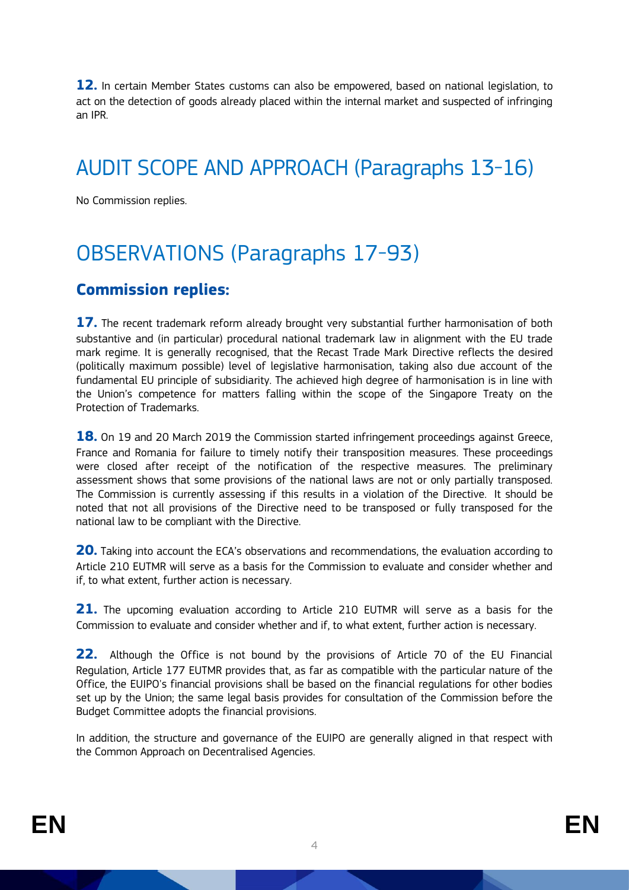**12.** In certain Member States customs can also be empowered, based on national legislation, to act on the detection of goods already placed within the internal market and suspected of infringing an IPR.

# AUDIT SCOPE AND APPROACH (Paragraphs 13-16)

No Commission replies.

# OBSERVATIONS (Paragraphs 17-93)

## Commission replies:

**17.** The recent trademark reform already brought very substantial further harmonisation of both substantive and (in particular) procedural national trademark law in alignment with the EU trade mark regime. It is generally recognised, that the Recast Trade Mark Directive reflects the desired (politically maximum possible) level of legislative harmonisation, taking also due account of the fundamental EU principle of subsidiarity. The achieved high degree of harmonisation is in line with the Union's competence for matters falling within the scope of the Singapore Treaty on the Protection of Trademarks.

**18.** On 19 and 20 March 2019 the Commission started infringement proceedings against Greece, France and Romania for failure to timely notify their transposition measures. These proceedings were closed after receipt of the notification of the respective measures. The preliminary assessment shows that some provisions of the national laws are not or only partially transposed. The Commission is currently assessing if this results in a violation of the Directive. It should be noted that not all provisions of the Directive need to be transposed or fully transposed for the national law to be compliant with the Directive.

**20.** Taking into account the ECA's observations and recommendations, the evaluation according to Article 210 EUTMR will serve as a basis for the Commission to evaluate and consider whether and if, to what extent, further action is necessary.

**21.** The upcoming evaluation according to Article 210 EUTMR will serve as a basis for the Commission to evaluate and consider whether and if, to what extent, further action is necessary.

**22.** Although the Office is not bound by the provisions of Article 70 of the EU Financial Regulation, Article 177 EUTMR provides that, as far as compatible with the particular nature of the Office, the EUIPO's financial provisions shall be based on the financial regulations for other bodies set up by the Union; the same legal basis provides for consultation of the Commission before the Budget Committee adopts the financial provisions.

In addition, the structure and governance of the EUIPO are generally aligned in that respect with the Common Approach on Decentralised Agencies.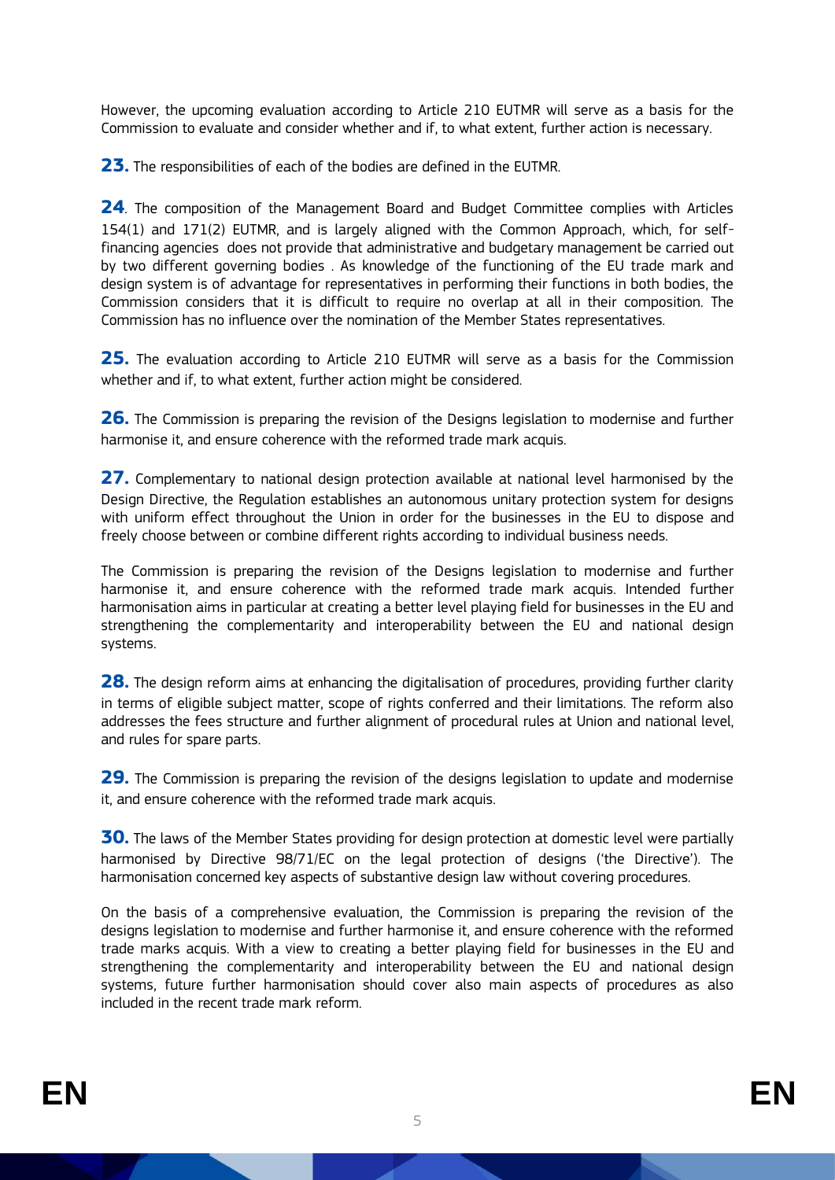However, the upcoming evaluation according to Article 210 EUTMR will serve as a basis for the Commission to evaluate and consider whether and if, to what extent, further action is necessary.

**23.** The responsibilities of each of the bodies are defined in the EUTMR.

**24**. The composition of the Management Board and Budget Committee complies with Articles 154(1) and 171(2) EUTMR, and is largely aligned with the Common Approach, which, for self-financing agencies does not provide that administrative and budgetary management be carried out by two different governing bodies . As knowledge of the functioning of the EU trade mark and design system is of advantage for representatives in performing their functions in both bodies, the Commission considers that it is difficult to require no overlap at all in their composition. The Commission has no influence over the nomination of the Member States representatives.

**25.** The evaluation according to Article 210 EUTMR will serve as a basis for the Commission whether and if, to what extent, further action might be considered.

**26.** The Commission is preparing the revision of the Designs legislation to modernise and further harmonise it, and ensure coherence with the reformed trade mark acquis.

**27.** Complementary to national design protection available at national level harmonised by the Design Directive, the Regulation establishes an autonomous unitary protection system for designs with uniform effect throughout the Union in order for the businesses in the EU to dispose and freely choose between or combine different rights according to individual business needs.

The Commission is preparing the revision of the Designs legislation to modernise and further harmonise it, and ensure coherence with the reformed trade mark acquis. Intended further harmonisation aims in particular at creating a better level playing field for businesses in the EU and strengthening the complementarity and interoperability between the EU and national design systems.

**28.** The design reform aims at enhancing the digitalisation of procedures, providing further clarity in terms of eligible subject matter, scope of rights conferred and their limitations. The reform also addresses the fees structure and further alignment of procedural rules at Union and national level, and rules for spare parts.

**29.** The Commission is preparing the revision of the designs legislation to update and modernise it, and ensure coherence with the reformed trade mark acquis.

**30.** The laws of the Member States providing for design protection at domestic level were partially harmonised by Directive 98/71/EC on the legal protection of designs ('the Directive'). The harmonisation concerned key aspects of substantive design law without covering procedures.

On the basis of a comprehensive evaluation, the Commission is preparing the revision of the designs legislation to modernise and further harmonise it, and ensure coherence with the reformed trade marks acquis. With a view to creating a better playing field for businesses in the EU and strengthening the complementarity and interoperability between the EU and national design systems, future further harmonisation should cover also main aspects of procedures as also included in the recent trade mark reform.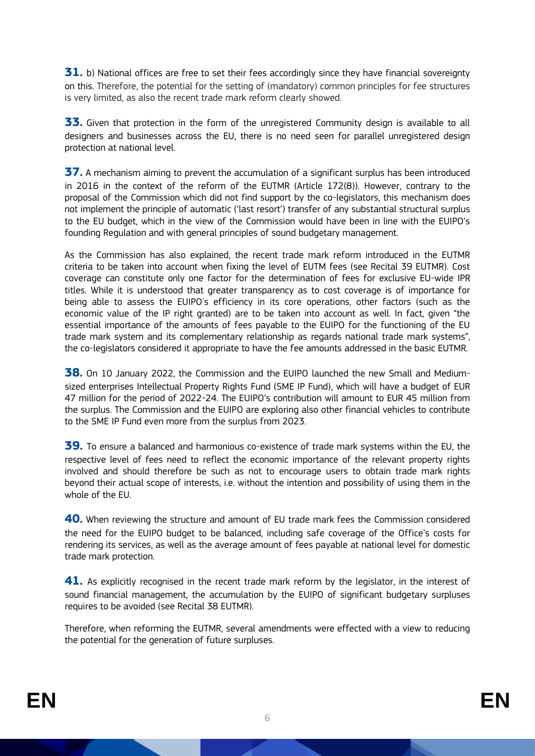**31.** b) National offices are free to set their fees accordingly since they have financial sovereignty on this. Therefore, the potential for the setting of (mandatory) common principles for fee structures is very limited, as also the recent trade mark reform clearly showed.

**33.** Given that protection in the form of the unregistered Community design is available to all designers and businesses across the EU, there is no need seen for parallel unregistered design protection at national level.

**37.** A mechanism aiming to prevent the accumulation of a significant surplus has been introduced in 2016 in the context of the reform of the EUTMR (Article 172(8)). However, contrary to the proposal of the Commission which did not find support by the co-legislators, this mechanism does not implement the principle of automatic ('last resort') transfer of any substantial structural surplus to the EU budget, which in the view of the Commission would have been in line with the EUIPO's founding Regulation and with general principles of sound budgetary management.

As the Commission has also explained, the recent trade mark reform introduced in the EUTMR criteria to be taken into account when fixing the level of EUTM fees (see Recital 39 EUTMR). Cost coverage can constitute only one factor for the determination of fees for exclusive EU-wide IPR titles. While it is understood that greater transparency as to cost coverage is of importance for being able to assess the EUIPO's efficiency in its core operations, other factors (such as the economic value of the IP right granted) are to be taken into account as well. In fact, given "the essential importance of the amounts of fees payable to the EUIPO for the functioning of the EU trade mark system and its complementary relationship as regards national trade mark systems", the co-legislators considered it appropriate to have the fee amounts addressed in the basic EUTMR.

**38.** On 10 January 2022, the Commission and the EUIPO launched the new Small and Medium-sized enterprises Intellectual Property Rights Fund (SME IP Fund), which will have a budget of EUR 47 million for the period of 2022-24. The EUIPO's contribution will amount to EUR 45 million from the surplus. The Commission and the EUIPO are exploring also other financial vehicles to contribute to the SME IP Fund even more from the surplus from 2023.

**39.** To ensure a balanced and harmonious co-existence of trade mark systems within the EU, the respective level of fees need to reflect the economic importance of the relevant property rights involved and should therefore be such as not to encourage users to obtain trade mark rights beyond their actual scope of interests, i.e. without the intention and possibility of using them in the whole of the EU.

**40.** When reviewing the structure and amount of EU trade mark fees the Commission considered the need for the EUIPO budget to be balanced, including safe coverage of the Office's costs for rendering its services, as well as the average amount of fees payable at national level for domestic trade mark protection.

**41.** As explicitly recognised in the recent trade mark reform by the legislator, in the interest of sound financial management, the accumulation by the EUIPO of significant budgetary surpluses requires to be avoided (see Recital 38 EUTMR).

Therefore, when reforming the EUTMR, several amendments were effected with a view to reducing the potential for the generation of future surpluses.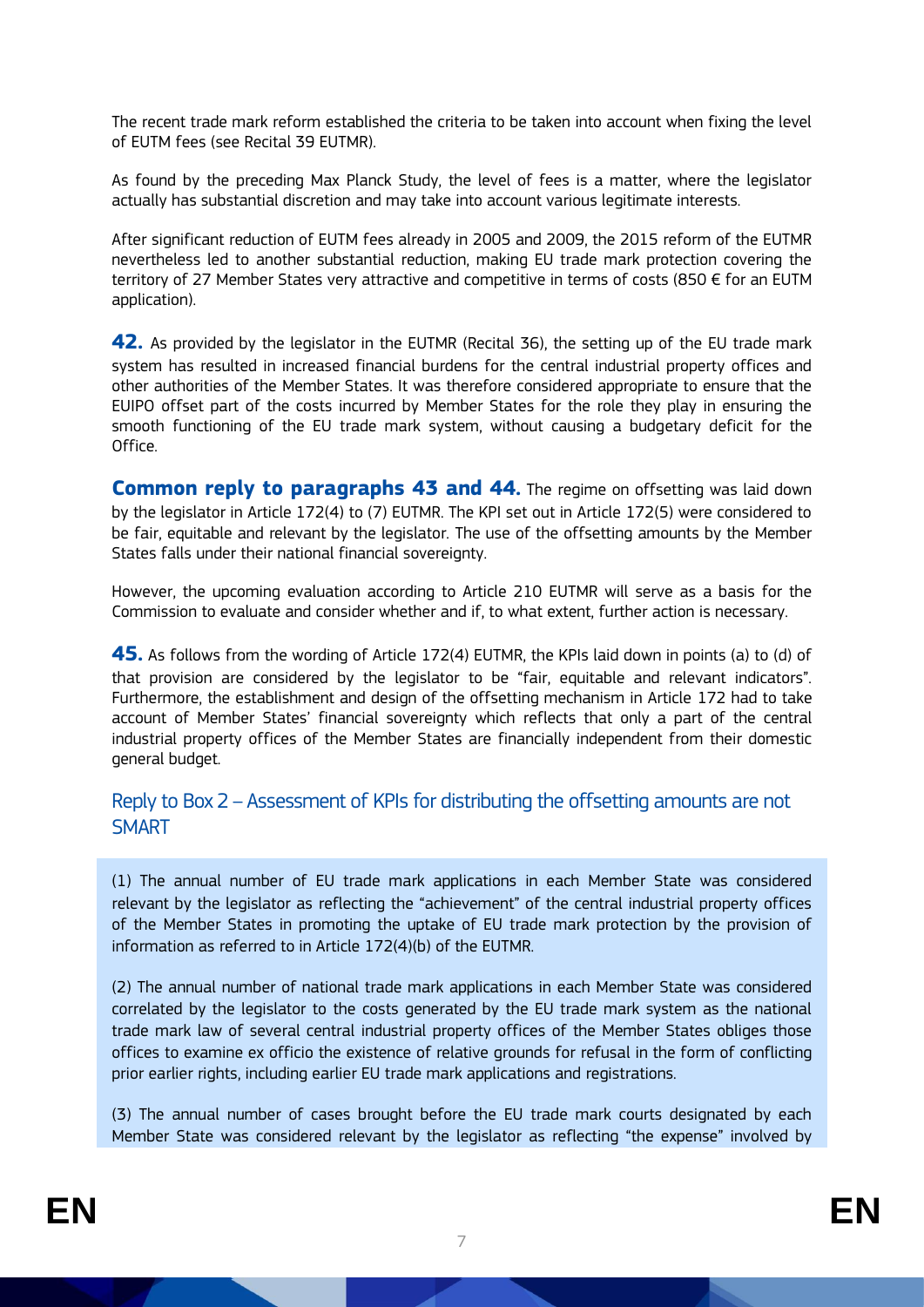The recent trade mark reform established the criteria to be taken into account when fixing the level of EUTM fees (see Recital 39 EUTMR).

As found by the preceding Max Planck Study, the level of fees is a matter, where the legislator actually has substantial discretion and may take into account various legitimate interests.

After significant reduction of EUTM fees already in 2005 and 2009, the 2015 reform of the EUTMR nevertheless led to another substantial reduction, making EU trade mark protection covering the territory of 27 Member States very attractive and competitive in terms of costs (850 € for an EUTM application).

**42.** As provided by the legislator in the EUTMR (Recital 36), the setting up of the EU trade mark system has resulted in increased financial burdens for the central industrial property offices and other authorities of the Member States. It was therefore considered appropriate to ensure that the EUIPO offset part of the costs incurred by Member States for the role they play in ensuring the smooth functioning of the EU trade mark system, without causing a budgetary deficit for the Office.

**Common reply to paragraphs 43 and 44.** The regime on offsetting was laid down by the legislator in Article 172(4) to (7) EUTMR. The KPI set out in Article 172(5) were considered to be fair, equitable and relevant by the legislator. The use of the offsetting amounts by the Member States falls under their national financial sovereignty.

However, the upcoming evaluation according to Article 210 EUTMR will serve as a basis for the Commission to evaluate and consider whether and if, to what extent, further action is necessary.

**45.** As follows from the wording of Article 172(4) EUTMR, the KPIs laid down in points (a) to (d) of that provision are considered by the legislator to be "fair, equitable and relevant indicators". Furthermore, the establishment and design of the offsetting mechanism in Article 172 had to take account of Member States' financial sovereignty which reflects that only a part of the central industrial property offices of the Member States are financially independent from their domestic general budget.

## Reply to Box 2 – Assessment of KPIs for distributing the offsetting amounts are not SMART

(1) The annual number of EU trade mark applications in each Member State was considered relevant by the legislator as reflecting the "achievement" of the central industrial property offices of the Member States in promoting the uptake of EU trade mark protection by the provision of information as referred to in Article 172(4)(b) of the EUTMR.

(2) The annual number of national trade mark applications in each Member State was considered correlated by the legislator to the costs generated by the EU trade mark system as the national trade mark law of several central industrial property offices of the Member States obliges those offices to examine ex officio the existence of relative grounds for refusal in the form of conflicting prior earlier rights, including earlier EU trade mark applications and registrations.

(3) The annual number of cases brought before the EU trade mark courts designated by each Member State was considered relevant by the legislator as reflecting "the expense" involved by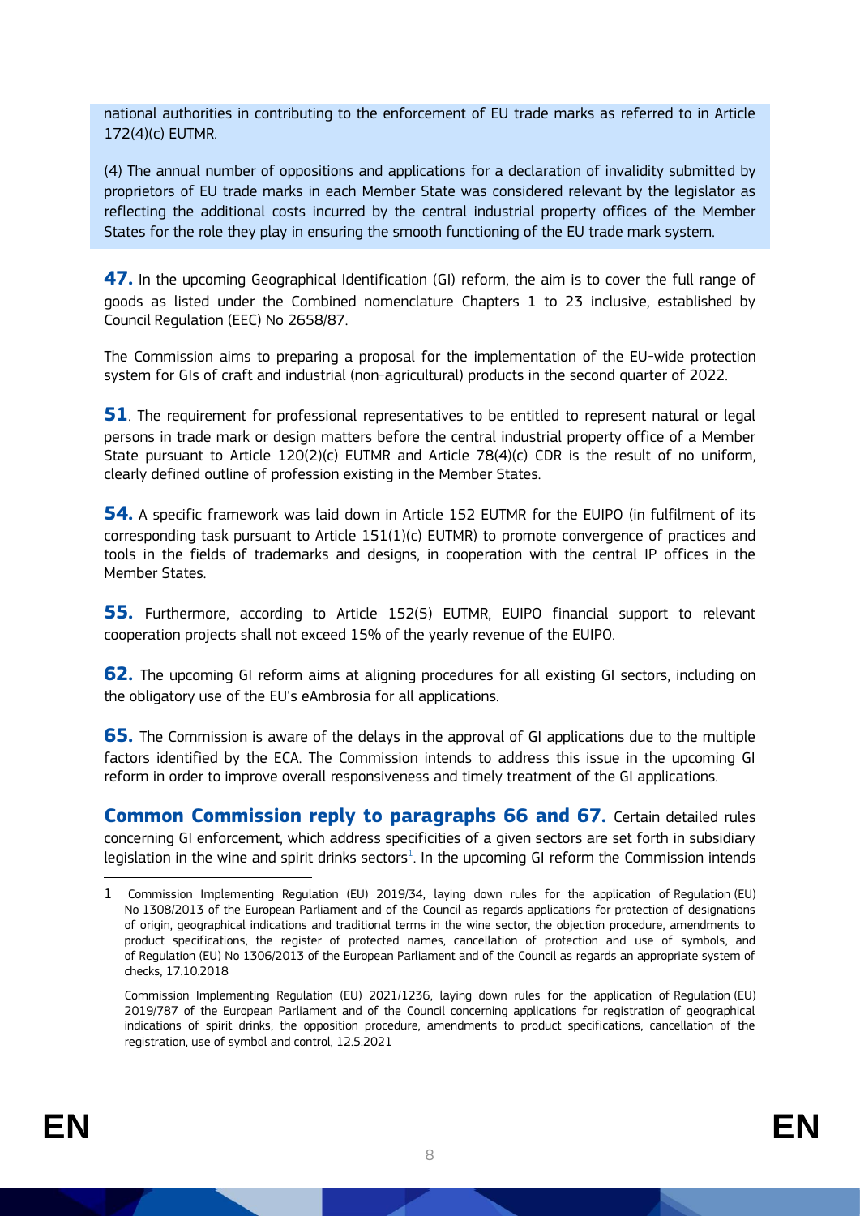national authorities in contributing to the enforcement of EU trade marks as referred to in Article 172(4)(c) EUTMR.

(4) The annual number of oppositions and applications for a declaration of invalidity submitted by proprietors of EU trade marks in each Member State was considered relevant by the legislator as reflecting the additional costs incurred by the central industrial property offices of the Member States for the role they play in ensuring the smooth functioning of the EU trade mark system.

**47.** In the upcoming Geographical Identification (GI) reform, the aim is to cover the full range of goods as listed under the Combined nomenclature Chapters 1 to 23 inclusive, established by Council Regulation (EEC) No 2658/87.

The Commission aims to preparing a proposal for the implementation of the EU-wide protection system for GIs of craft and industrial (non-agricultural) products in the second quarter of 2022.

**51**. The requirement for professional representatives to be entitled to represent natural or legal persons in trade mark or design matters before the central industrial property office of a Member State pursuant to Article 120(2)(c) EUTMR and Article 78(4)(c) CDR is the result of no uniform, clearly defined outline of profession existing in the Member States.

**54.** A specific framework was laid down in Article 152 EUTMR for the EUIPO (in fulfilment of its corresponding task pursuant to Article 151(1)(c) EUTMR) to promote convergence of practices and tools in the fields of trademarks and designs, in cooperation with the central IP offices in the Member States.

**55.** Furthermore, according to Article 152(5) EUTMR, EUIPO financial support to relevant cooperation projects shall not exceed 15% of the yearly revenue of the EUIPO.

**62.** The upcoming GI reform aims at aligning procedures for all existing GI sectors, including on the obligatory use of the EU's eAmbrosia for all applications.

**65.** The Commission is aware of the delays in the approval of GI applications due to the multiple factors identified by the ECA. The Commission intends to address this issue in the upcoming GI reform in order to improve overall responsiveness and timely treatment of the GI applications.

**Common Commission reply to paragraphs 66 and 67.** Certain detailed rules concerning GI enforcement, which address specificities of a given sectors are set forth in subsidiary legislation in the wine and spirit drinks sectors[1]. In the upcoming GI reform the Commission intends

---

1 Commission Implementing Regulation (EU) 2019/34, laying down rules for the application of Regulation (EU) No 1308/2013 of the European Parliament and of the Council as regards applications for protection of designations of origin, geographical indications and traditional terms in the wine sector, the objection procedure, amendments to product specifications, the register of protected names, cancellation of protection and use of symbols, and of Regulation (EU) No 1306/2013 of the European Parliament and of the Council as regards an appropriate system of checks, 17.10.2018

Commission Implementing Regulation (EU) 2021/1236, laying down rules for the application of Regulation (EU) 2019/787 of the European Parliament and of the Council concerning applications for registration of geographical indications of spirit drinks, the opposition procedure, amendments to product specifications, cancellation of the registration, use of symbol and control, 12.5.2021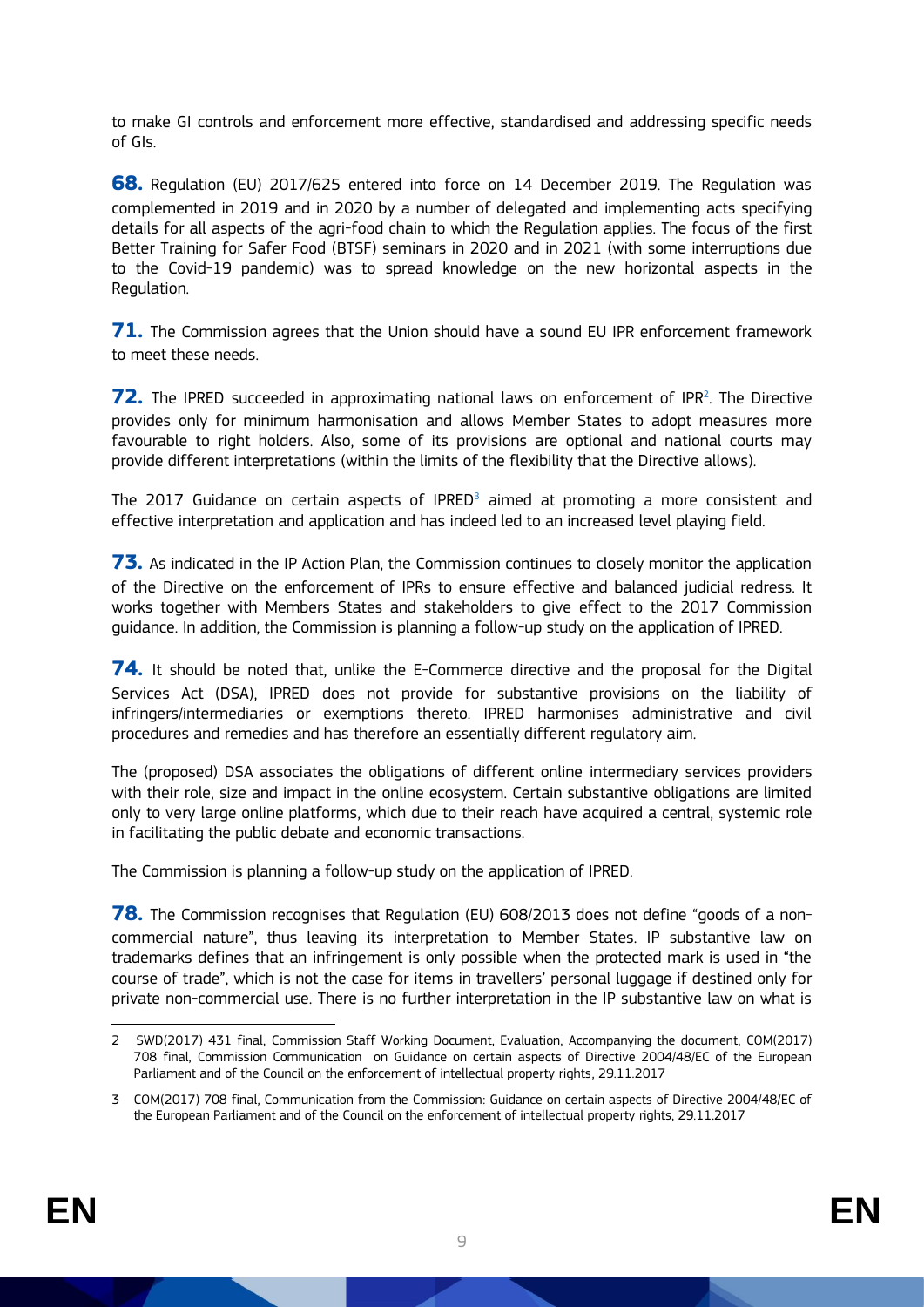to make GI controls and enforcement more effective, standardised and addressing specific needs of GIs.

**68.** Regulation (EU) 2017/625 entered into force on 14 December 2019. The Regulation was complemented in 2019 and in 2020 by a number of delegated and implementing acts specifying details for all aspects of the agri-food chain to which the Regulation applies. The focus of the first Better Training for Safer Food (BTSF) seminars in 2020 and in 2021 (with some interruptions due to the Covid-19 pandemic) was to spread knowledge on the new horizontal aspects in the Regulation.

**71.** The Commission agrees that the Union should have a sound EU IPR enforcement framework to meet these needs.

**72.** The IPRED succeeded in approximating national laws on enforcement of IPR[2]. The Directive provides only for minimum harmonisation and allows Member States to adopt measures more favourable to right holders. Also, some of its provisions are optional and national courts may provide different interpretations (within the limits of the flexibility that the Directive allows).

The 2017 Guidance on certain aspects of IPRED[3] aimed at promoting a more consistent and effective interpretation and application and has indeed led to an increased level playing field.

**73.** As indicated in the IP Action Plan, the Commission continues to closely monitor the application of the Directive on the enforcement of IPRs to ensure effective and balanced judicial redress. It works together with Members States and stakeholders to give effect to the 2017 Commission guidance. In addition, the Commission is planning a follow-up study on the application of IPRED.

**74.** It should be noted that, unlike the E-Commerce directive and the proposal for the Digital Services Act (DSA), IPRED does not provide for substantive provisions on the liability of infringers/intermediaries or exemptions thereto. IPRED harmonises administrative and civil procedures and remedies and has therefore an essentially different regulatory aim.

The (proposed) DSA associates the obligations of different online intermediary services providers with their role, size and impact in the online ecosystem. Certain substantive obligations are limited only to very large online platforms, which due to their reach have acquired a central, systemic role in facilitating the public debate and economic transactions.

The Commission is planning a follow-up study on the application of IPRED.

**78.** The Commission recognises that Regulation (EU) 608/2013 does not define "goods of a non-commercial nature", thus leaving its interpretation to Member States. IP substantive law on trademarks defines that an infringement is only possible when the protected mark is used in "the course of trade", which is not the case for items in travellers' personal luggage if destined only for private non-commercial use. There is no further interpretation in the IP substantive law on what is

---

2 SWD(2017) 431 final, Commission Staff Working Document, Evaluation, Accompanying the document, COM(2017) 708 final, Commission Communication on Guidance on certain aspects of Directive 2004/48/EC of the European Parliament and of the Council on the enforcement of intellectual property rights, 29.11.2017

3 COM(2017) 708 final, Communication from the Commission: Guidance on certain aspects of Directive 2004/48/EC of the European Parliament and of the Council on the enforcement of intellectual property rights, 29.11.2017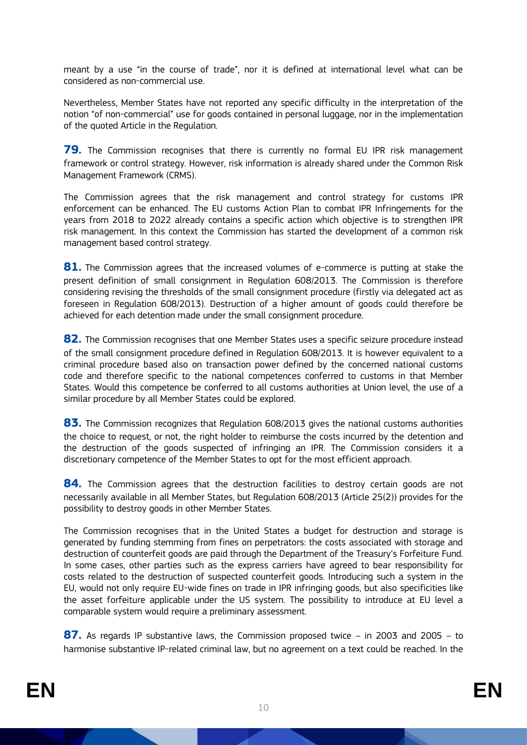meant by a use "in the course of trade", nor it is defined at international level what can be considered as non-commercial use.

Nevertheless, Member States have not reported any specific difficulty in the interpretation of the notion "of non-commercial" use for goods contained in personal luggage, nor in the implementation of the quoted Article in the Regulation.

**79.** The Commission recognises that there is currently no formal EU IPR risk management framework or control strategy. However, risk information is already shared under the Common Risk Management Framework (CRMS).

The Commission agrees that the risk management and control strategy for customs IPR enforcement can be enhanced. The EU customs Action Plan to combat IPR Infringements for the years from 2018 to 2022 already contains a specific action which objective is to strengthen IPR risk management. In this context the Commission has started the development of a common risk management based control strategy.

**81.** The Commission agrees that the increased volumes of e-commerce is putting at stake the present definition of small consignment in Regulation 608/2013. The Commission is therefore considering revising the thresholds of the small consignment procedure (firstly via delegated act as foreseen in Regulation 608/2013). Destruction of a higher amount of goods could therefore be achieved for each detention made under the small consignment procedure.

**82.** The Commission recognises that one Member States uses a specific seizure procedure instead of the small consignment procedure defined in Regulation 608/2013. It is however equivalent to a criminal procedure based also on transaction power defined by the concerned national customs code and therefore specific to the national competences conferred to customs in that Member States. Would this competence be conferred to all customs authorities at Union level, the use of a similar procedure by all Member States could be explored.

**83.** The Commission recognizes that Regulation 608/2013 gives the national customs authorities the choice to request, or not, the right holder to reimburse the costs incurred by the detention and the destruction of the goods suspected of infringing an IPR. The Commission considers it a discretionary competence of the Member States to opt for the most efficient approach.

**84.** The Commission agrees that the destruction facilities to destroy certain goods are not necessarily available in all Member States, but Regulation 608/2013 (Article 25(2)) provides for the possibility to destroy goods in other Member States.

The Commission recognises that in the United States a budget for destruction and storage is generated by funding stemming from fines on perpetrators: the costs associated with storage and destruction of counterfeit goods are paid through the Department of the Treasury's Forfeiture Fund. In some cases, other parties such as the express carriers have agreed to bear responsibility for costs related to the destruction of suspected counterfeit goods. Introducing such a system in the EU, would not only require EU-wide fines on trade in IPR infringing goods, but also specificities like the asset forfeiture applicable under the US system. The possibility to introduce at EU level a comparable system would require a preliminary assessment.

**87.** As regards IP substantive laws, the Commission proposed twice – in 2003 and 2005 – to harmonise substantive IP-related criminal law, but no agreement on a text could be reached. In the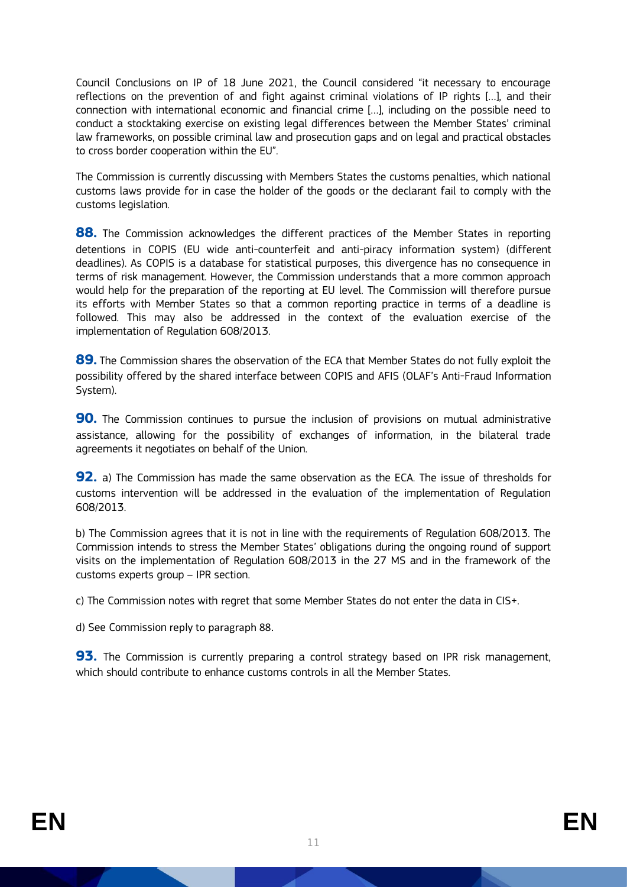Council Conclusions on IP of 18 June 2021, the Council considered "it necessary to encourage reflections on the prevention of and fight against criminal violations of IP rights [...], and their connection with international economic and financial crime [...], including on the possible need to conduct a stocktaking exercise on existing legal differences between the Member States' criminal law frameworks, on possible criminal law and prosecution gaps and on legal and practical obstacles to cross border cooperation within the EU".

The Commission is currently discussing with Members States the customs penalties, which national customs laws provide for in case the holder of the goods or the declarant fail to comply with the customs legislation.

**88.** The Commission acknowledges the different practices of the Member States in reporting detentions in COPIS (EU wide anti-counterfeit and anti-piracy information system) (different deadlines). As COPIS is a database for statistical purposes, this divergence has no consequence in terms of risk management. However, the Commission understands that a more common approach would help for the preparation of the reporting at EU level. The Commission will therefore pursue its efforts with Member States so that a common reporting practice in terms of a deadline is followed. This may also be addressed in the context of the evaluation exercise of the implementation of Regulation 608/2013.

**89.** The Commission shares the observation of the ECA that Member States do not fully exploit the possibility offered by the shared interface between COPIS and AFIS (OLAF's Anti-Fraud Information System).

**90.** The Commission continues to pursue the inclusion of provisions on mutual administrative assistance, allowing for the possibility of exchanges of information, in the bilateral trade agreements it negotiates on behalf of the Union.

**92.** a) The Commission has made the same observation as the ECA. The issue of thresholds for customs intervention will be addressed in the evaluation of the implementation of Regulation 608/2013.

b) The Commission agrees that it is not in line with the requirements of Regulation 608/2013. The Commission intends to stress the Member States' obligations during the ongoing round of support visits on the implementation of Regulation 608/2013 in the 27 MS and in the framework of the customs experts group – IPR section.

c) The Commission notes with regret that some Member States do not enter the data in CIS+.

d) See Commission reply to paragraph 88.

**93.** The Commission is currently preparing a control strategy based on IPR risk management, which should contribute to enhance customs controls in all the Member States.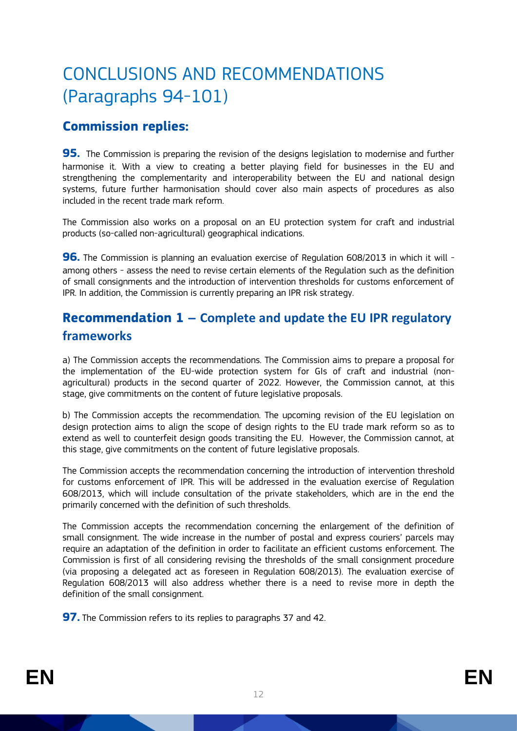# CONCLUSIONS AND RECOMMENDATIONS (Paragraphs 94-101)

## Commission replies:

**95.** The Commission is preparing the revision of the designs legislation to modernise and further harmonise it. With a view to creating a better playing field for businesses in the EU and strengthening the complementarity and interoperability between the EU and national design systems, future further harmonisation should cover also main aspects of procedures as also included in the recent trade mark reform.

The Commission also works on a proposal on an EU protection system for craft and industrial products (so-called non-agricultural) geographical indications.

**96.** The Commission is planning an evaluation exercise of Regulation 608/2013 in which it will - among others - assess the need to revise certain elements of the Regulation such as the definition of small consignments and the introduction of intervention thresholds for customs enforcement of IPR. In addition, the Commission is currently preparing an IPR risk strategy.

## Recommendation 1 – Complete and update the EU IPR regulatory frameworks

a) The Commission accepts the recommendations. The Commission aims to prepare a proposal for the implementation of the EU-wide protection system for GIs of craft and industrial (non-agricultural) products in the second quarter of 2022. However, the Commission cannot, at this stage, give commitments on the content of future legislative proposals.

b) The Commission accepts the recommendation. The upcoming revision of the EU legislation on design protection aims to align the scope of design rights to the EU trade mark reform so as to extend as well to counterfeit design goods transiting the EU. However, the Commission cannot, at this stage, give commitments on the content of future legislative proposals.

The Commission accepts the recommendation concerning the introduction of intervention threshold for customs enforcement of IPR. This will be addressed in the evaluation exercise of Regulation 608/2013, which will include consultation of the private stakeholders, which are in the end the primarily concerned with the definition of such thresholds.

The Commission accepts the recommendation concerning the enlargement of the definition of small consignment. The wide increase in the number of postal and express couriers' parcels may require an adaptation of the definition in order to facilitate an efficient customs enforcement. The Commission is first of all considering revising the thresholds of the small consignment procedure (via proposing a delegated act as foreseen in Regulation 608/2013). The evaluation exercise of Regulation 608/2013 will also address whether there is a need to revise more in depth the definition of the small consignment.

**97.** The Commission refers to its replies to paragraphs 37 and 42.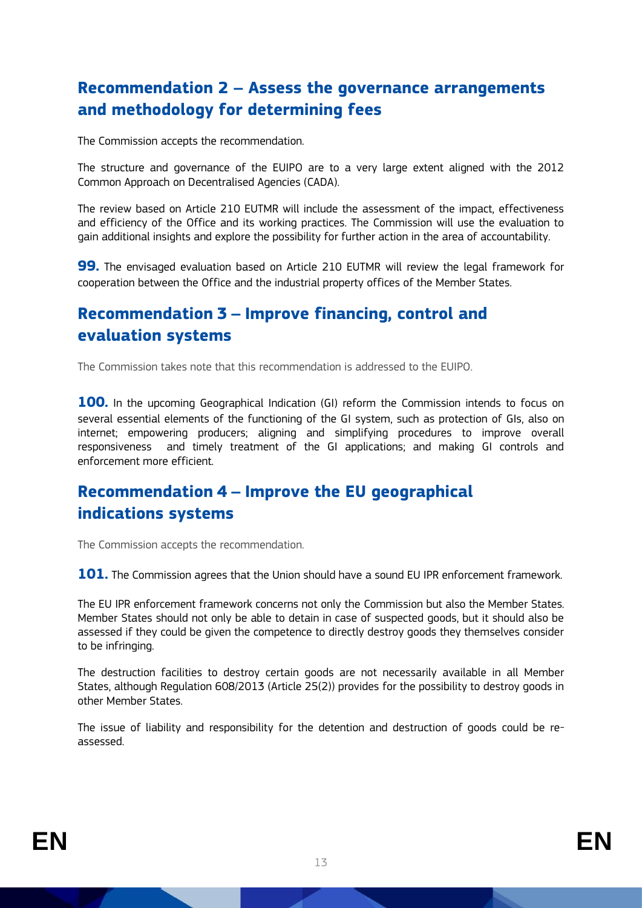## Recommendation 2 – Assess the governance arrangements and methodology for determining fees

The Commission accepts the recommendation.

The structure and governance of the EUIPO are to a very large extent aligned with the 2012 Common Approach on Decentralised Agencies (CADA).

The review based on Article 210 EUTMR will include the assessment of the impact, effectiveness and efficiency of the Office and its working practices. The Commission will use the evaluation to gain additional insights and explore the possibility for further action in the area of accountability.

**99.** The envisaged evaluation based on Article 210 EUTMR will review the legal framework for cooperation between the Office and the industrial property offices of the Member States.

## Recommendation 3 – Improve financing, control and evaluation systems

The Commission takes note that this recommendation is addressed to the EUIPO.

**100.** In the upcoming Geographical Indication (GI) reform the Commission intends to focus on several essential elements of the functioning of the GI system, such as protection of GIs, also on internet; empowering producers; aligning and simplifying procedures to improve overall responsiveness and timely treatment of the GI applications; and making GI controls and enforcement more efficient.

## Recommendation 4 – Improve the EU geographical indications systems

The Commission accepts the recommendation.

**101.** The Commission agrees that the Union should have a sound EU IPR enforcement framework.

The EU IPR enforcement framework concerns not only the Commission but also the Member States. Member States should not only be able to detain in case of suspected goods, but it should also be assessed if they could be given the competence to directly destroy goods they themselves consider to be infringing.

The destruction facilities to destroy certain goods are not necessarily available in all Member States, although Regulation 608/2013 (Article 25(2)) provides for the possibility to destroy goods in other Member States.

The issue of liability and responsibility for the detention and destruction of goods could be re-assessed.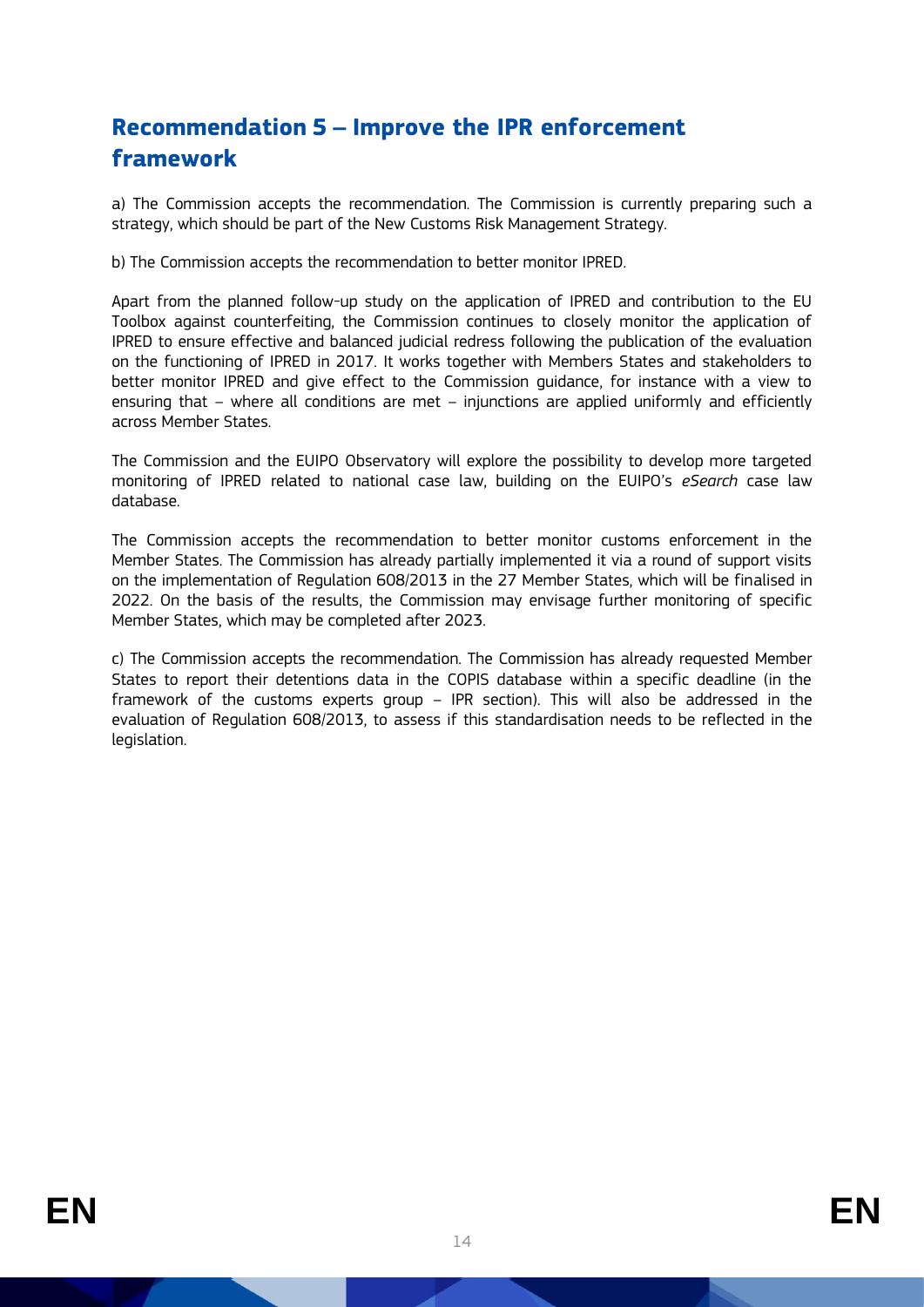## Recommendation 5 – Improve the IPR enforcement framework

a) The Commission accepts the recommendation. The Commission is currently preparing such a strategy, which should be part of the New Customs Risk Management Strategy.

b) The Commission accepts the recommendation to better monitor IPRED.

Apart from the planned follow-up study on the application of IPRED and contribution to the EU Toolbox against counterfeiting, the Commission continues to closely monitor the application of IPRED to ensure effective and balanced judicial redress following the publication of the evaluation on the functioning of IPRED in 2017. It works together with Members States and stakeholders to better monitor IPRED and give effect to the Commission guidance, for instance with a view to ensuring that – where all conditions are met – injunctions are applied uniformly and efficiently across Member States.

The Commission and the EUIPO Observatory will explore the possibility to develop more targeted monitoring of IPRED related to national case law, building on the EUIPO's *eSearch* case law database.

The Commission accepts the recommendation to better monitor customs enforcement in the Member States. The Commission has already partially implemented it via a round of support visits on the implementation of Regulation 608/2013 in the 27 Member States, which will be finalised in 2022. On the basis of the results, the Commission may envisage further monitoring of specific Member States, which may be completed after 2023.

c) The Commission accepts the recommendation. The Commission has already requested Member States to report their detentions data in the COPIS database within a specific deadline (in the framework of the customs experts group – IPR section). This will also be addressed in the evaluation of Regulation 608/2013, to assess if this standardisation needs to be reflected in the legislation.